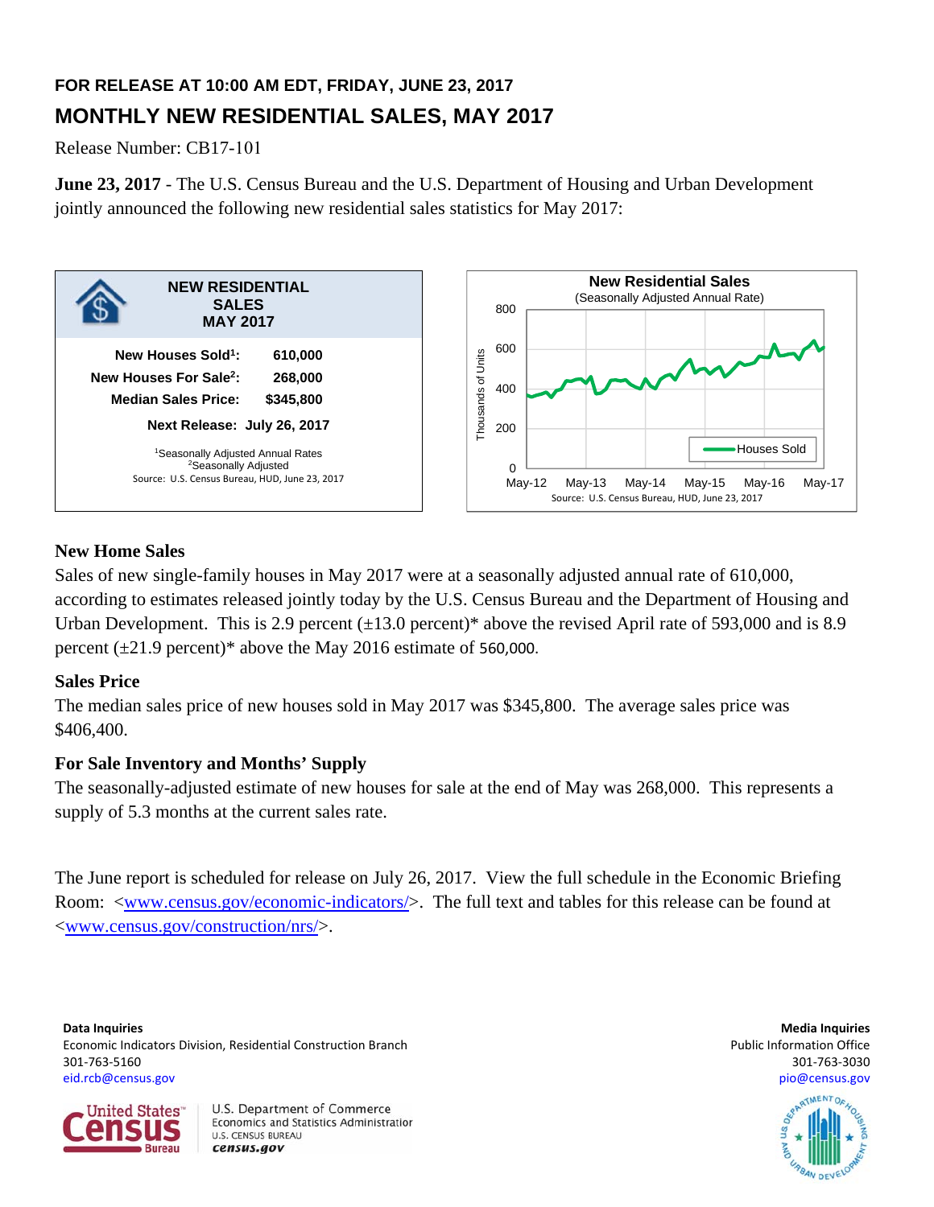**FOR RELEASE AT 10:00 AM EDT, FRIDAY, JUNE 23, 2017**

# MONTHLY NEW RESIDENTIAL SALES, MAY 2017

Release Number: CB17-101

**June 23, 2017** - The U.S. Census Bureau and the U.S. Department of Housing and Urban Development jointly announced the following new residential sales statistics for May 2017:

**NEW RESIDENTIAL SALES MAY 2017**

| | |
|---|---|
| **New Houses Sold[1]:** | **610,000** |
| **New Houses For Sale[2]:** | **268,000** |
| **Median Sales Price:** | **$345,800** |

**Next Release: July 26, 2017**

[1]Seasonally Adjusted Annual Rates
[2]Seasonally Adjusted
Source: U.S. Census Bureau, HUD, June 23, 2017

**New Residential Sales**
(Seasonally Adjusted Annual Rate)

Source: U.S. Census Bureau, HUD, June 23, 2017

## New Home Sales

Sales of new single-family houses in May 2017 were at a seasonally adjusted annual rate of 610,000, according to estimates released jointly today by the U.S. Census Bureau and the Department of Housing and Urban Development. This is 2.9 percent (±13.0 percent)* above the revised April rate of 593,000 and is 8.9 percent (±21.9 percent)* above the May 2016 estimate of 560,000.

## Sales Price

The median sales price of new houses sold in May 2017 was $345,800. The average sales price was $406,400.

## For Sale Inventory and Months' Supply

The seasonally-adjusted estimate of new houses for sale at the end of May was 268,000. This represents a supply of 5.3 months at the current sales rate.

The June report is scheduled for release on July 26, 2017. View the full schedule in the Economic Briefing Room: <www.census.gov/economic-indicators/>. The full text and tables for this release can be found at <www.census.gov/construction/nrs/>.

**Data Inquiries**
Economic Indicators Division, Residential Construction Branch
301-763-5160
eid.rcb@census.gov

**Media Inquiries**
Public Information Office
301-763-3030
pio@census.gov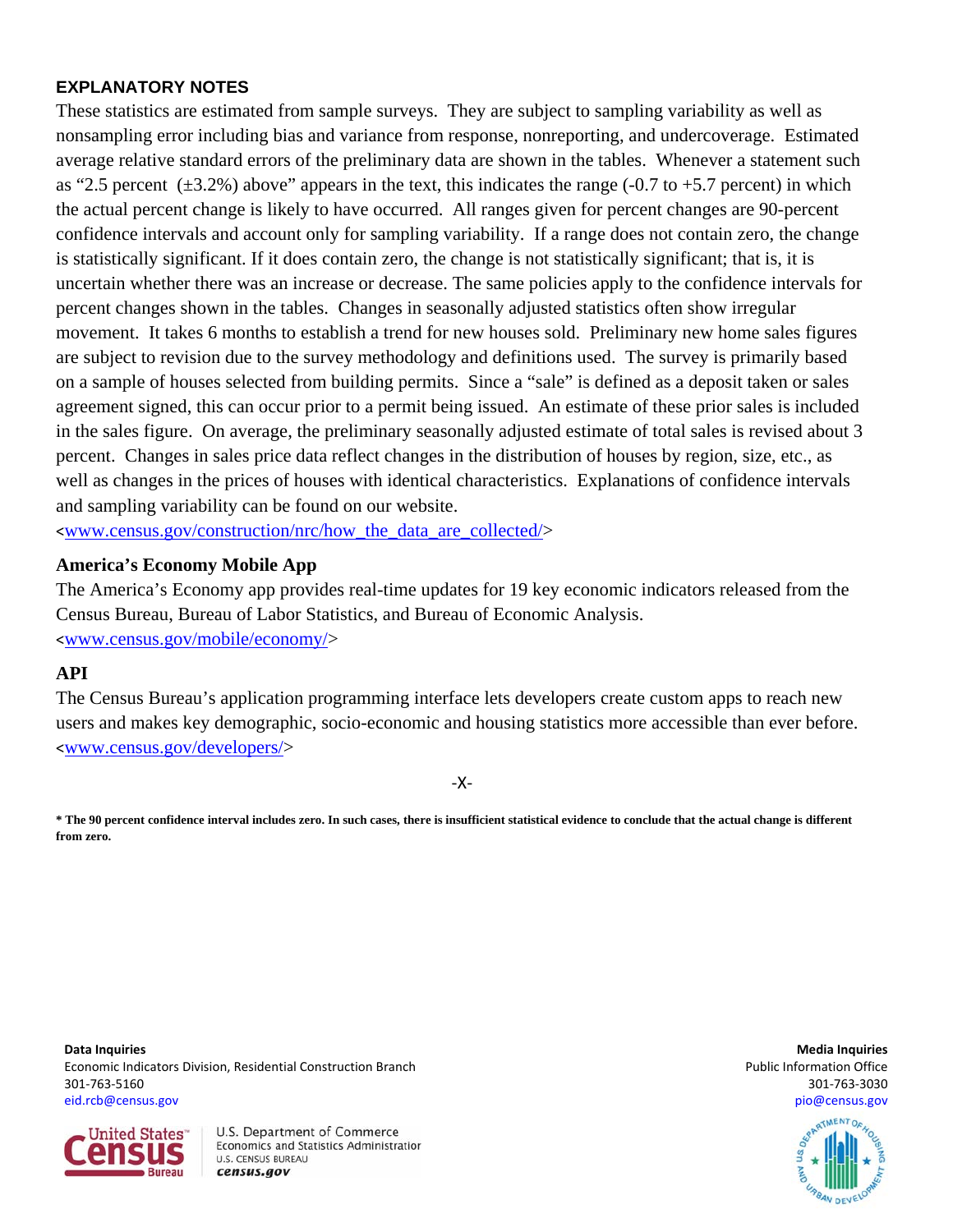## EXPLANATORY NOTES

These statistics are estimated from sample surveys. They are subject to sampling variability as well as nonsampling error including bias and variance from response, nonreporting, and undercoverage. Estimated average relative standard errors of the preliminary data are shown in the tables. Whenever a statement such as "2.5 percent (±3.2%) above" appears in the text, this indicates the range (-0.7 to +5.7 percent) in which the actual percent change is likely to have occurred. All ranges given for percent changes are 90-percent confidence intervals and account only for sampling variability. If a range does not contain zero, the change is statistically significant. If it does contain zero, the change is not statistically significant; that is, it is uncertain whether there was an increase or decrease. The same policies apply to the confidence intervals for percent changes shown in the tables. Changes in seasonally adjusted statistics often show irregular movement. It takes 6 months to establish a trend for new houses sold. Preliminary new home sales figures are subject to revision due to the survey methodology and definitions used. The survey is primarily based on a sample of houses selected from building permits. Since a "sale" is defined as a deposit taken or sales agreement signed, this can occur prior to a permit being issued. An estimate of these prior sales is included in the sales figure. On average, the preliminary seasonally adjusted estimate of total sales is revised about 3 percent. Changes in sales price data reflect changes in the distribution of houses by region, size, etc., as well as changes in the prices of houses with identical characteristics. Explanations of confidence intervals and sampling variability can be found on our website.
<www.census.gov/construction/nrc/how_the_data_are_collected/>

### America's Economy Mobile App

The America's Economy app provides real-time updates for 19 key economic indicators released from the Census Bureau, Bureau of Labor Statistics, and Bureau of Economic Analysis.
<www.census.gov/mobile/economy/>

### API

The Census Bureau's application programming interface lets developers create custom apps to reach new users and makes key demographic, socio-economic and housing statistics more accessible than ever before.
<www.census.gov/developers/>

-X-

**\* The 90 percent confidence interval includes zero. In such cases, there is insufficient statistical evidence to conclude that the actual change is different from zero.**

**Data Inquiries**
Economic Indicators Division, Residential Construction Branch
301-763-5160
eid.rcb@census.gov

**Media Inquiries**
Public Information Office
301-763-3030
pio@census.gov

U.S. Department of Commerce
Economics and Statistics Administration
U.S. CENSUS BUREAU
census.gov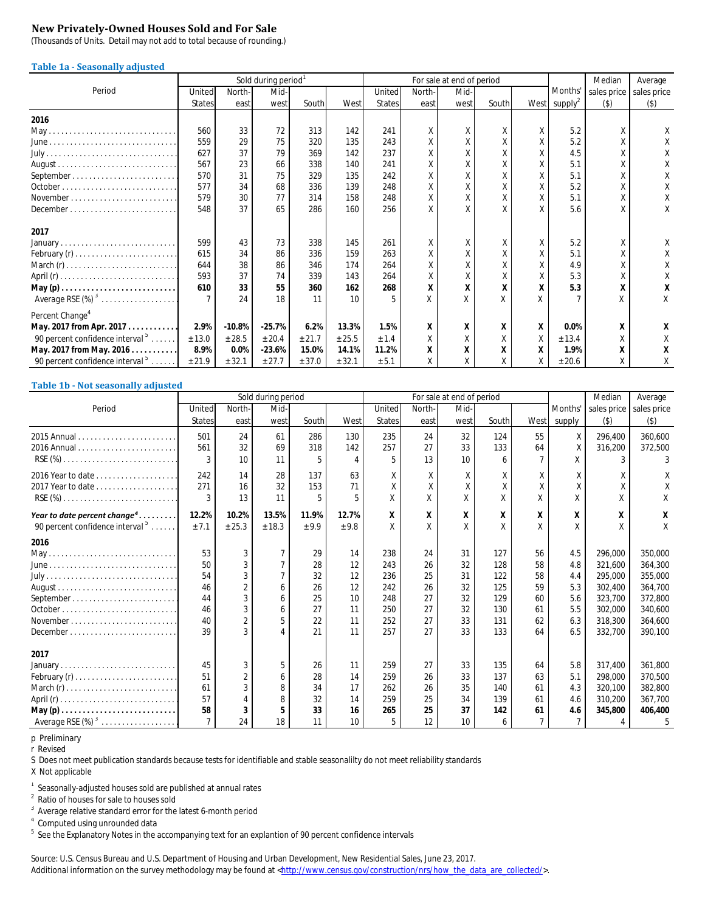## New Privately-Owned Houses Sold and For Sale

(Thousands of Units. Detail may not add to total because of rounding.)

### Table 1a - Seasonally adjusted

| Period | Sold during period[1] | | | | | For sale at end of period | | | | | Months' supply[2] | Median sales price ($) | Average sales price ($) |
|---|---|---|---|---|---|---|---|---|---|---|---|---|---|
| | United States | North-east | Mid-west | South | West | United States | North-east | Mid-west | South | West | | | |
| **2016** | | | | | | | | | | | | | |
| May | 560 | 33 | 72 | 313 | 142 | 241 | X | X | X | X | 5.2 | X | X |
| June | 559 | 29 | 75 | 320 | 135 | 243 | X | X | X | X | 5.2 | X | X |
| July | 627 | 37 | 79 | 369 | 142 | 237 | X | X | X | X | 4.5 | X | X |
| August | 567 | 23 | 66 | 338 | 140 | 241 | X | X | X | X | 5.1 | X | X |
| September | 570 | 31 | 75 | 329 | 135 | 242 | X | X | X | X | 5.1 | X | X |
| October | 577 | 34 | 68 | 336 | 139 | 248 | X | X | X | X | 5.2 | X | X |
| November | 579 | 30 | 77 | 314 | 158 | 248 | X | X | X | X | 5.1 | X | X |
| December | 548 | 37 | 65 | 286 | 160 | 256 | X | X | X | X | 5.6 | X | X |
| **2017** | | | | | | | | | | | | | |
| January | 599 | 43 | 73 | 338 | 145 | 261 | X | X | X | X | 5.2 | X | X |
| February (r) | 615 | 34 | 86 | 336 | 159 | 263 | X | X | X | X | 5.1 | X | X |
| March (r) | 644 | 38 | 86 | 346 | 174 | 264 | X | X | X | X | 4.9 | X | X |
| April (r) | 593 | 37 | 74 | 339 | 143 | 264 | X | X | X | X | 5.3 | X | X |
| **May (p)** | **610** | **33** | **55** | **360** | **162** | **268** | **X** | **X** | **X** | **X** | **5.3** | **X** | **X** |
| Average RSE (%)[3] | 7 | 24 | 18 | 11 | 10 | 5 | X | X | X | X | 7 | X | X |
| Percent Change[4] | | | | | | | | | | | | | |
| **May. 2017 from Apr. 2017** | **2.9%** | **-10.8%** | **-25.7%** | **6.2%** | **13.3%** | **1.5%** | **X** | **X** | **X** | **X** | **0.0%** | **X** | **X** |
| 90 percent confidence interval[5] | ±13.0 | ±28.5 | ±20.4 | ±21.7 | ±25.5 | ±1.4 | X | X | X | X | ±13.4 | X | X |
| **May. 2017 from May. 2016** | **8.9%** | **0.0%** | **-23.6%** | **15.0%** | **14.1%** | **11.2%** | **X** | **X** | **X** | **X** | **1.9%** | **X** | **X** |
| 90 percent confidence interval[5] | ±21.9 | ±32.1 | ±27.7 | ±37.0 | ±32.1 | ±5.1 | X | X | X | X | ±20.6 | X | X |

### Table 1b - Not seasonally adjusted

| Period | Sold during period | | | | | For sale at end of period | | | | | Months' supply | Median sales price ($) | Average sales price ($) |
|---|---|---|---|---|---|---|---|---|---|---|---|---|---|
| | United States | North-east | Mid-west | South | West | United States | North-east | Mid-west | South | West | | | |
| 2015 Annual | 501 | 24 | 61 | 286 | 130 | 235 | 24 | 32 | 124 | 55 | X | 296,400 | 360,600 |
| 2016 Annual | 561 | 32 | 69 | 318 | 142 | 257 | 27 | 33 | 133 | 64 | X | 316,200 | 372,500 |
| RSE (%) | 3 | 10 | 11 | 5 | 4 | 5 | 13 | 10 | 6 | 7 | X | 3 | 3 |
| 2016 Year to date | 242 | 14 | 28 | 137 | 63 | X | X | X | X | X | X | X | X |
| 2017 Year to date | 271 | 16 | 32 | 153 | 71 | X | X | X | X | X | X | X | X |
| RSE (%) | 3 | 13 | 11 | 5 | 5 | X | X | X | X | X | X | X | X |
| ***Year to date percent change[4]*** | **12.2%** | **10.2%** | **13.5%** | **11.9%** | **12.7%** | **X** | **X** | **X** | **X** | **X** | **X** | **X** | **X** |
| 90 percent confidence interval[5] | ±7.1 | ±25.3 | ±18.3 | ±9.9 | ±9.8 | X | X | X | X | X | X | X | X |
| **2016** | | | | | | | | | | | | | |
| May | 53 | 3 | 7 | 29 | 14 | 238 | 24 | 31 | 127 | 56 | 4.5 | 296,000 | 350,000 |
| June | 50 | 3 | 7 | 28 | 12 | 243 | 26 | 32 | 128 | 58 | 4.8 | 321,600 | 364,300 |
| July | 54 | 3 | 7 | 32 | 12 | 236 | 25 | 31 | 122 | 58 | 4.4 | 295,000 | 355,000 |
| August | 46 | 2 | 6 | 26 | 12 | 242 | 26 | 32 | 125 | 59 | 5.3 | 302,400 | 364,700 |
| September | 44 | 3 | 6 | 25 | 10 | 248 | 27 | 32 | 129 | 60 | 5.6 | 323,700 | 372,800 |
| October | 46 | 3 | 6 | 27 | 11 | 250 | 27 | 32 | 130 | 61 | 5.5 | 302,000 | 340,600 |
| November | 40 | 2 | 5 | 22 | 11 | 252 | 27 | 33 | 131 | 62 | 6.3 | 318,300 | 364,600 |
| December | 39 | 3 | 4 | 21 | 11 | 257 | 27 | 33 | 133 | 64 | 6.5 | 332,700 | 390,100 |
| **2017** | | | | | | | | | | | | | |
| January | 45 | 3 | 5 | 26 | 11 | 259 | 27 | 33 | 135 | 64 | 5.8 | 317,400 | 361,800 |
| February (r) | 51 | 2 | 6 | 28 | 14 | 259 | 26 | 33 | 137 | 63 | 5.1 | 298,000 | 370,500 |
| March (r) | 61 | 3 | 8 | 34 | 17 | 262 | 26 | 35 | 140 | 61 | 4.3 | 320,100 | 382,800 |
| April (r) | 57 | 4 | 8 | 32 | 14 | 259 | 25 | 34 | 139 | 61 | 4.6 | 310,200 | 367,700 |
| **May (p)** | **58** | **3** | **5** | **33** | **16** | **265** | **25** | **37** | **142** | **61** | **4.6** | **345,800** | **406,400** |
| Average RSE (%)[3] | 7 | 24 | 18 | 11 | 10 | 5 | 12 | 10 | 6 | 7 | 7 | 4 | 5 |

p Preliminary
r Revised
S Does not meet publication standards because tests for identifiable and stable seasonalilty do not meet reliability standards
X Not applicable

[1] Seasonally-adjusted houses sold are published at annual rates
[2] Ratio of houses for sale to houses sold
[3] Average relative standard error for the latest 6-month period
[4] Computed using unrounded data
[5] See the Explanatory Notes in the accompanying text for an explantion of 90 percent confidence intervals

Source: U.S. Census Bureau and U.S. Department of Housing and Urban Development, New Residential Sales, June 23, 2017.
Additional information on the survey methodology may be found at <http://www.census.gov/construction/nrs/how_the_data_are_collected/>.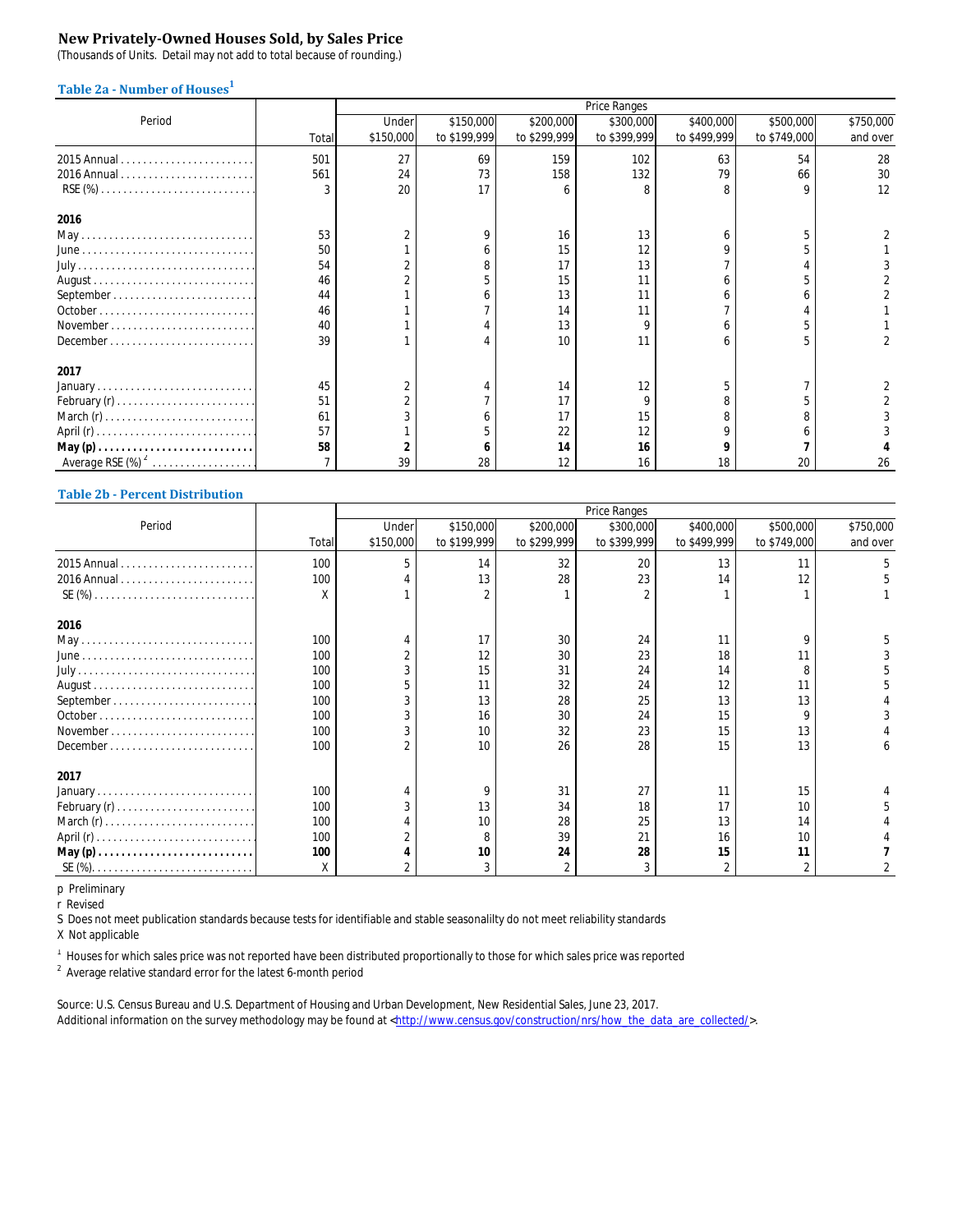## New Privately-Owned Houses Sold, by Sales Price

(Thousands of Units. Detail may not add to total because of rounding.)

### Table 2a - Number of Houses[1]

| Period | Total | Under $150,000 | $150,000 to $199,999 | $200,000 to $299,999 | $300,000 to $399,999 | $400,000 to $499,999 | $500,000 to $749,000 | $750,000 and over |
|---|---|---|---|---|---|---|---|---|
| 2015 Annual | 501 | 27 | 69 | 159 | 102 | 63 | 54 | 28 |
| 2016 Annual | 561 | 24 | 73 | 158 | 132 | 79 | 66 | 30 |
| RSE (%) | 3 | 20 | 17 | 6 | 8 | 8 | 9 | 12 |
| **2016** | | | | | | | | |
| May | 53 | 2 | 9 | 16 | 13 | 6 | 5 | 2 |
| June | 50 | 1 | 6 | 15 | 12 | 9 | 5 | 1 |
| July | 54 | 2 | 8 | 17 | 13 | 7 | 4 | 3 |
| August | 46 | 2 | 5 | 15 | 11 | 6 | 5 | 2 |
| September | 44 | 1 | 6 | 13 | 11 | 6 | 6 | 2 |
| October | 46 | 1 | 7 | 14 | 11 | 7 | 4 | 1 |
| November | 40 | 1 | 4 | 13 | 9 | 6 | 5 | 1 |
| December | 39 | 1 | 4 | 10 | 11 | 6 | 5 | 2 |
| **2017** | | | | | | | | |
| January | 45 | 2 | 4 | 14 | 12 | 5 | 7 | 2 |
| February (r) | 51 | 2 | 7 | 17 | 9 | 8 | 5 | 2 |
| March (r) | 61 | 3 | 6 | 17 | 15 | 8 | 8 | 3 |
| April (r) | 57 | 1 | 5 | 22 | 12 | 9 | 6 | 3 |
| **May (p)** | **58** | **2** | **6** | **14** | **16** | **9** | **7** | **4** |
| Average RSE (%)[2] | 7 | 39 | 28 | 12 | 16 | 18 | 20 | 26 |

### Table 2b - Percent Distribution

| Period | Total | Under $150,000 | $150,000 to $199,999 | $200,000 to $299,999 | $300,000 to $399,999 | $400,000 to $499,999 | $500,000 to $749,000 | $750,000 and over |
|---|---|---|---|---|---|---|---|---|
| 2015 Annual | 100 | 5 | 14 | 32 | 20 | 13 | 11 | 5 |
| 2016 Annual | 100 | 4 | 13 | 28 | 23 | 14 | 12 | 5 |
| SE (%) | X | 1 | 2 | 1 | 2 | 1 | 1 | 1 |
| **2016** | | | | | | | | |
| May | 100 | 4 | 17 | 30 | 24 | 11 | 9 | 5 |
| June | 100 | 2 | 12 | 30 | 23 | 18 | 11 | 3 |
| July | 100 | 3 | 15 | 31 | 24 | 14 | 8 | 5 |
| August | 100 | 5 | 11 | 32 | 24 | 12 | 11 | 5 |
| September | 100 | 3 | 13 | 28 | 25 | 13 | 13 | 4 |
| October | 100 | 3 | 16 | 30 | 24 | 15 | 9 | 3 |
| November | 100 | 3 | 10 | 32 | 23 | 15 | 13 | 4 |
| December | 100 | 2 | 10 | 26 | 28 | 15 | 13 | 6 |
| **2017** | | | | | | | | |
| January | 100 | 4 | 9 | 31 | 27 | 11 | 15 | 4 |
| February (r) | 100 | 3 | 13 | 34 | 18 | 17 | 10 | 5 |
| March (r) | 100 | 4 | 10 | 28 | 25 | 13 | 14 | 4 |
| April (r) | 100 | 2 | 8 | 39 | 21 | 16 | 10 | 4 |
| **May (p)** | **100** | **4** | **10** | **24** | **28** | **15** | **11** | **7** |
| SE (%) | X | 2 | 3 | 2 | 3 | 2 | 2 | 2 |

p Preliminary
r Revised
S Does not meet publication standards because tests for identifiable and stable seasonalilty do not meet reliability standards
X Not applicable

[1] Houses for which sales price was not reported have been distributed proportionally to those for which sales price was reported
[2] Average relative standard error for the latest 6-month period

Source: U.S. Census Bureau and U.S. Department of Housing and Urban Development, New Residential Sales, June 23, 2017.
Additional information on the survey methodology may be found at <http://www.census.gov/construction/nrs/how_the_data_are_collected/>.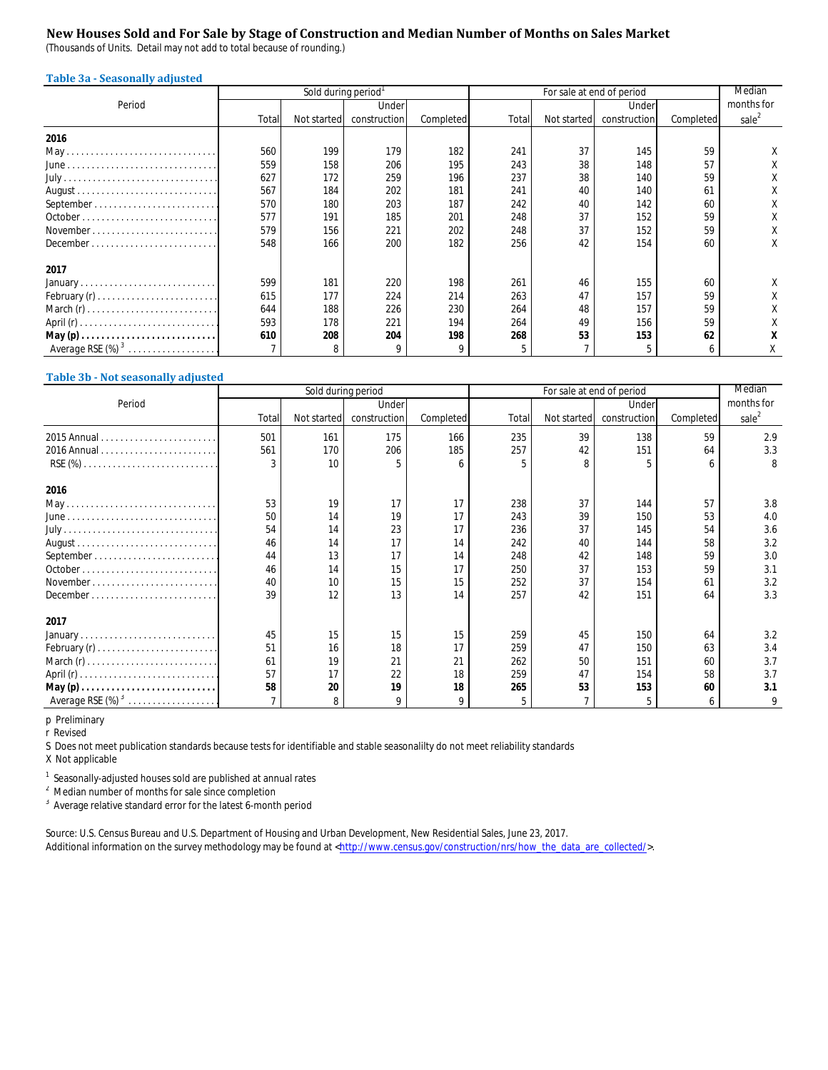## New Houses Sold and For Sale by Stage of Construction and Median Number of Months on Sales Market

(Thousands of Units. Detail may not add to total because of rounding.)

### Table 3a - Seasonally adjusted

| Period | Sold during period[1] | | | | For sale at end of period | | | | Median months for sale[2] |
|---|---|---|---|---|---|---|---|---|---|
| | Total | Not started | Under construction | Completed | Total | Not started | Under construction | Completed | |
| **2016** | | | | | | | | | |
| May | 560 | 199 | 179 | 182 | 241 | 37 | 145 | 59 | X |
| June | 559 | 158 | 206 | 195 | 243 | 38 | 148 | 57 | X |
| July | 627 | 172 | 259 | 196 | 237 | 38 | 140 | 59 | X |
| August | 567 | 184 | 202 | 181 | 241 | 40 | 140 | 61 | X |
| September | 570 | 180 | 203 | 187 | 242 | 40 | 142 | 60 | X |
| October | 577 | 191 | 185 | 201 | 248 | 37 | 152 | 59 | X |
| November | 579 | 156 | 221 | 202 | 248 | 37 | 152 | 59 | X |
| December | 548 | 166 | 200 | 182 | 256 | 42 | 154 | 60 | X |
| **2017** | | | | | | | | | |
| January | 599 | 181 | 220 | 198 | 261 | 46 | 155 | 60 | X |
| February (r) | 615 | 177 | 224 | 214 | 263 | 47 | 157 | 59 | X |
| March (r) | 644 | 188 | 226 | 230 | 264 | 48 | 157 | 59 | X |
| April (r) | 593 | 178 | 221 | 194 | 264 | 49 | 156 | 59 | X |
| **May (p)** | **610** | **208** | **204** | **198** | **268** | **53** | **153** | **62** | **X** |
| Average RSE (%)[3] | 7 | 8 | 9 | 9 | 5 | 7 | 5 | 6 | X |

### Table 3b - Not seasonally adjusted

| Period | Sold during period | | | | For sale at end of period | | | | Median months for sale[2] |
|---|---|---|---|---|---|---|---|---|---|
| | Total | Not started | Under construction | Completed | Total | Not started | Under construction | Completed | |
| 2015 Annual | 501 | 161 | 175 | 166 | 235 | 39 | 138 | 59 | 2.9 |
| 2016 Annual | 561 | 170 | 206 | 185 | 257 | 42 | 151 | 64 | 3.3 |
| RSE (%) | 3 | 10 | 5 | 6 | 5 | 8 | 5 | 6 | 8 |
| **2016** | | | | | | | | | |
| May | 53 | 19 | 17 | 17 | 238 | 37 | 144 | 57 | 3.8 |
| June | 50 | 14 | 19 | 17 | 243 | 39 | 150 | 53 | 4.0 |
| July | 54 | 14 | 23 | 17 | 236 | 37 | 145 | 54 | 3.6 |
| August | 46 | 14 | 17 | 14 | 242 | 40 | 144 | 58 | 3.2 |
| September | 44 | 13 | 17 | 14 | 248 | 42 | 148 | 59 | 3.0 |
| October | 46 | 14 | 15 | 17 | 250 | 37 | 153 | 59 | 3.1 |
| November | 40 | 10 | 15 | 15 | 252 | 37 | 154 | 61 | 3.2 |
| December | 39 | 12 | 13 | 14 | 257 | 42 | 151 | 64 | 3.3 |
| **2017** | | | | | | | | | |
| January | 45 | 15 | 15 | 15 | 259 | 45 | 150 | 64 | 3.2 |
| February (r) | 51 | 16 | 18 | 17 | 259 | 47 | 150 | 63 | 3.4 |
| March (r) | 61 | 19 | 21 | 21 | 262 | 50 | 151 | 60 | 3.7 |
| April (r) | 57 | 17 | 22 | 18 | 259 | 47 | 154 | 58 | 3.7 |
| **May (p)** | **58** | **20** | **19** | **18** | **265** | **53** | **153** | **60** | **3.1** |
| Average RSE (%)[3] | 7 | 8 | 9 | 9 | 5 | 7 | 5 | 6 | 9 |

p Preliminary

r Revised

S Does not meet publication standards because tests for identifiable and stable seasonalilty do not meet reliability standards

X Not applicable

[1] Seasonally-adjusted houses sold are published at annual rates

[2] Median number of months for sale since completion

[3] Average relative standard error for the latest 6-month period

Source: U.S. Census Bureau and U.S. Department of Housing and Urban Development, New Residential Sales, June 23, 2017.

Additional information on the survey methodology may be found at <http://www.census.gov/construction/nrs/how_the_data_are_collected/>.